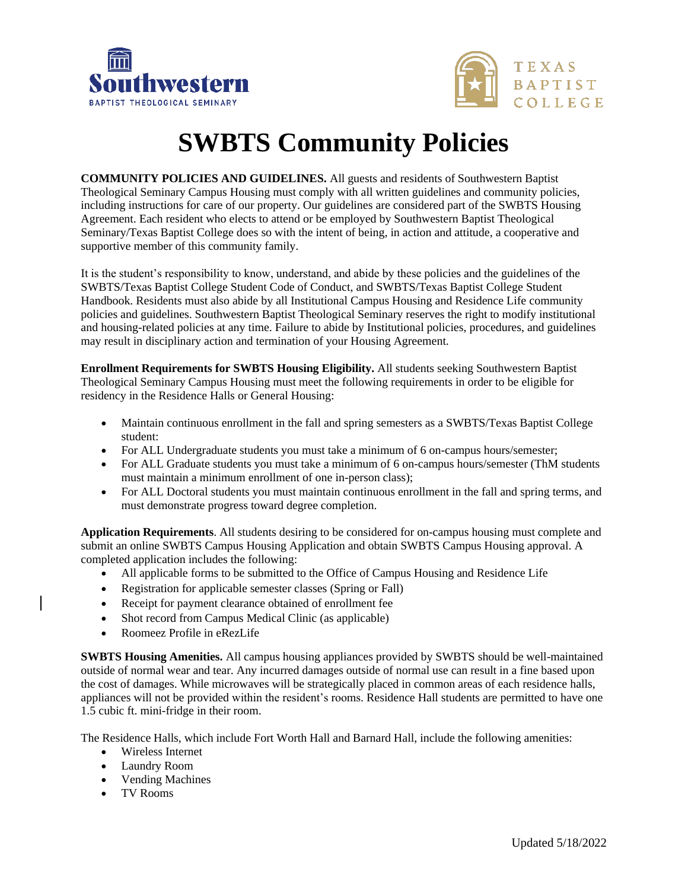# SWBTS Community Policies

**COMMUNITY POLICIES AND GUIDELINES.** All guests and residents of Southwestern Baptist Theological Seminary Campus Housing must comply with all written guidelines and community policies, including instructions for care of our property. Our guidelines are considered part of the SWBTS Housing Agreement. Each resident who elects to attend or be employed by Southwestern Baptist Theological Seminary/Texas Baptist College does so with the intent of being, in action and attitude, a cooperative and supportive member of this community family.

It is the student's responsibility to know, understand, and abide by these policies and the guidelines of the SWBTS/Texas Baptist College Student Code of Conduct, and SWBTS/Texas Baptist College Student Handbook. Residents must also abide by all Institutional Campus Housing and Residence Life community policies and guidelines. Southwestern Baptist Theological Seminary reserves the right to modify institutional and housing-related policies at any time. Failure to abide by Institutional policies, procedures, and guidelines may result in disciplinary action and termination of your Housing Agreement.

**Enrollment Requirements for SWBTS Housing Eligibility.** All students seeking Southwestern Baptist Theological Seminary Campus Housing must meet the following requirements in order to be eligible for residency in the Residence Halls or General Housing:

- Maintain continuous enrollment in the fall and spring semesters as a SWBTS/Texas Baptist College student:
- For ALL Undergraduate students you must take a minimum of 6 on-campus hours/semester;
- For ALL Graduate students you must take a minimum of 6 on-campus hours/semester (ThM students must maintain a minimum enrollment of one in-person class);
- For ALL Doctoral students you must maintain continuous enrollment in the fall and spring terms, and must demonstrate progress toward degree completion.

**Application Requirements**. All students desiring to be considered for on-campus housing must complete and submit an online SWBTS Campus Housing Application and obtain SWBTS Campus Housing approval. A completed application includes the following:

- All applicable forms to be submitted to the Office of Campus Housing and Residence Life
- Registration for applicable semester classes (Spring or Fall)
- Receipt for payment clearance obtained of enrollment fee
- Shot record from Campus Medical Clinic (as applicable)
- Roomeez Profile in eRezLife

**SWBTS Housing Amenities.** All campus housing appliances provided by SWBTS should be well-maintained outside of normal wear and tear. Any incurred damages outside of normal use can result in a fine based upon the cost of damages. While microwaves will be strategically placed in common areas of each residence halls, appliances will not be provided within the resident's rooms. Residence Hall students are permitted to have one 1.5 cubic ft. mini-fridge in their room.

The Residence Halls, which include Fort Worth Hall and Barnard Hall, include the following amenities:

- Wireless Internet
- Laundry Room
- Vending Machines
- TV Rooms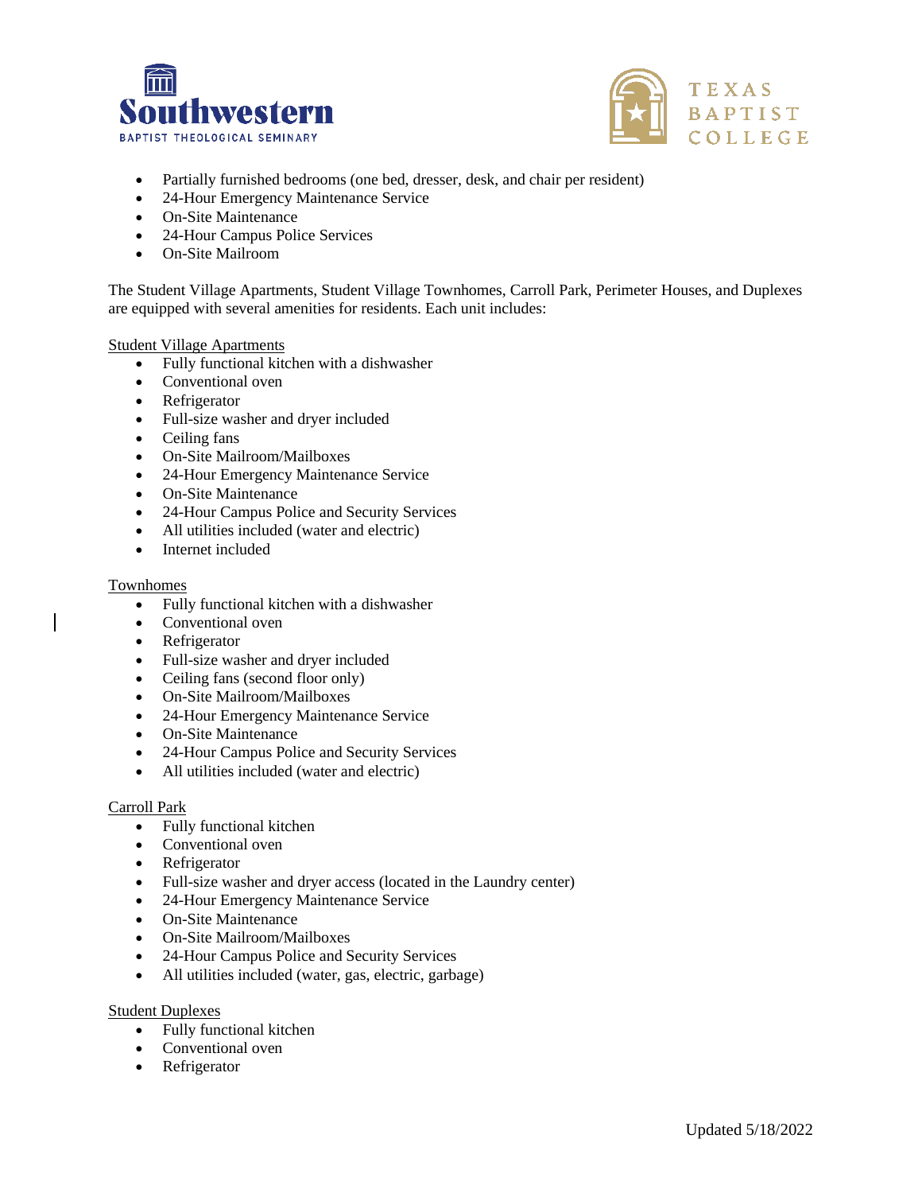- Partially furnished bedrooms (one bed, dresser, desk, and chair per resident)
- 24-Hour Emergency Maintenance Service
- On-Site Maintenance
- 24-Hour Campus Police Services
- On-Site Mailroom

The Student Village Apartments, Student Village Townhomes, Carroll Park, Perimeter Houses, and Duplexes are equipped with several amenities for residents. Each unit includes:

<u>Student Village Apartments</u>

- Fully functional kitchen with a dishwasher
- Conventional oven
- Refrigerator
- Full-size washer and dryer included
- Ceiling fans
- On-Site Mailroom/Mailboxes
- 24-Hour Emergency Maintenance Service
- On-Site Maintenance
- 24-Hour Campus Police and Security Services
- All utilities included (water and electric)
- Internet included

<u>Townhomes</u>

- Fully functional kitchen with a dishwasher
- Conventional oven
- Refrigerator
- Full-size washer and dryer included
- Ceiling fans (second floor only)
- On-Site Mailroom/Mailboxes
- 24-Hour Emergency Maintenance Service
- On-Site Maintenance
- 24-Hour Campus Police and Security Services
- All utilities included (water and electric)

<u>Carroll Park</u>

- Fully functional kitchen
- Conventional oven
- Refrigerator
- Full-size washer and dryer access (located in the Laundry center)
- 24-Hour Emergency Maintenance Service
- On-Site Maintenance
- On-Site Mailroom/Mailboxes
- 24-Hour Campus Police and Security Services
- All utilities included (water, gas, electric, garbage)

<u>Student Duplexes</u>

- Fully functional kitchen
- Conventional oven
- Refrigerator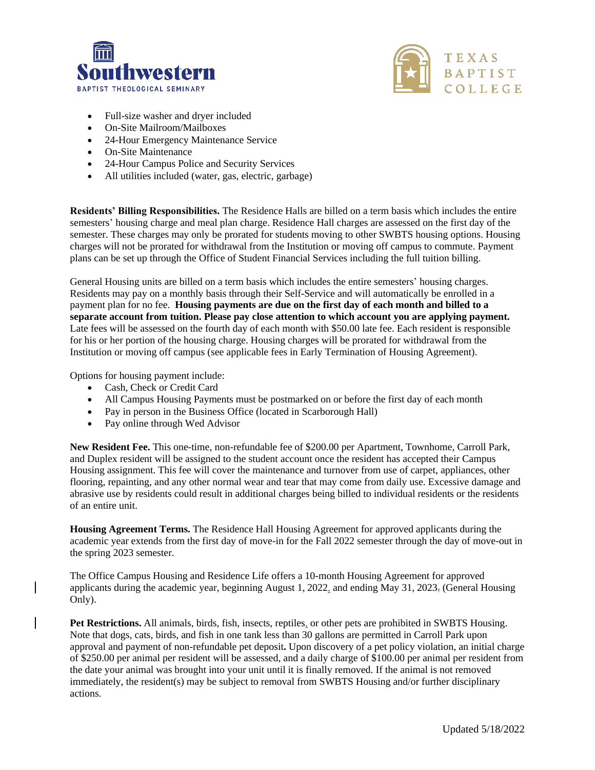- Full-size washer and dryer included
- On-Site Mailroom/Mailboxes
- 24-Hour Emergency Maintenance Service
- On-Site Maintenance
- 24-Hour Campus Police and Security Services
- All utilities included (water, gas, electric, garbage)

**Residents' Billing Responsibilities.** The Residence Halls are billed on a term basis which includes the entire semesters' housing charge and meal plan charge. Residence Hall charges are assessed on the first day of the semester. These charges may only be prorated for students moving to other SWBTS housing options. Housing charges will not be prorated for withdrawal from the Institution or moving off campus to commute. Payment plans can be set up through the Office of Student Financial Services including the full tuition billing.

General Housing units are billed on a term basis which includes the entire semesters' housing charges. Residents may pay on a monthly basis through their Self-Service and will automatically be enrolled in a payment plan for no fee. **Housing payments are due on the first day of each month and billed to a separate account from tuition. Please pay close attention to which account you are applying payment.** Late fees will be assessed on the fourth day of each month with $50.00 late fee. Each resident is responsible for his or her portion of the housing charge. Housing charges will be prorated for withdrawal from the Institution or moving off campus (see applicable fees in Early Termination of Housing Agreement).

Options for housing payment include:

- Cash, Check or Credit Card
- All Campus Housing Payments must be postmarked on or before the first day of each month
- Pay in person in the Business Office (located in Scarborough Hall)
- Pay online through Wed Advisor

**New Resident Fee.** This one-time, non-refundable fee of $200.00 per Apartment, Townhome, Carroll Park, and Duplex resident will be assigned to the student account once the resident has accepted their Campus Housing assignment. This fee will cover the maintenance and turnover from use of carpet, appliances, other flooring, repainting, and any other normal wear and tear that may come from daily use. Excessive damage and abrasive use by residents could result in additional charges being billed to individual residents or the residents of an entire unit.

**Housing Agreement Terms.** The Residence Hall Housing Agreement for approved applicants during the academic year extends from the first day of move-in for the Fall 2022 semester through the day of move-out in the spring 2023 semester.

The Office Campus Housing and Residence Life offers a 10-month Housing Agreement for approved applicants during the academic year, beginning August 1, 2022, and ending May 31, 2023 (General Housing Only).

**Pet Restrictions.** All animals, birds, fish, insects, reptiles, or other pets are prohibited in SWBTS Housing. Note that dogs, cats, birds, and fish in one tank less than 30 gallons are permitted in Carroll Park upon approval and payment of non-refundable pet deposit**.** Upon discovery of a pet policy violation, an initial charge of $250.00 per animal per resident will be assessed, and a daily charge of $100.00 per animal per resident from the date your animal was brought into your unit until it is finally removed. If the animal is not removed immediately, the resident(s) may be subject to removal from SWBTS Housing and/or further disciplinary actions.

Updated 5/18/2022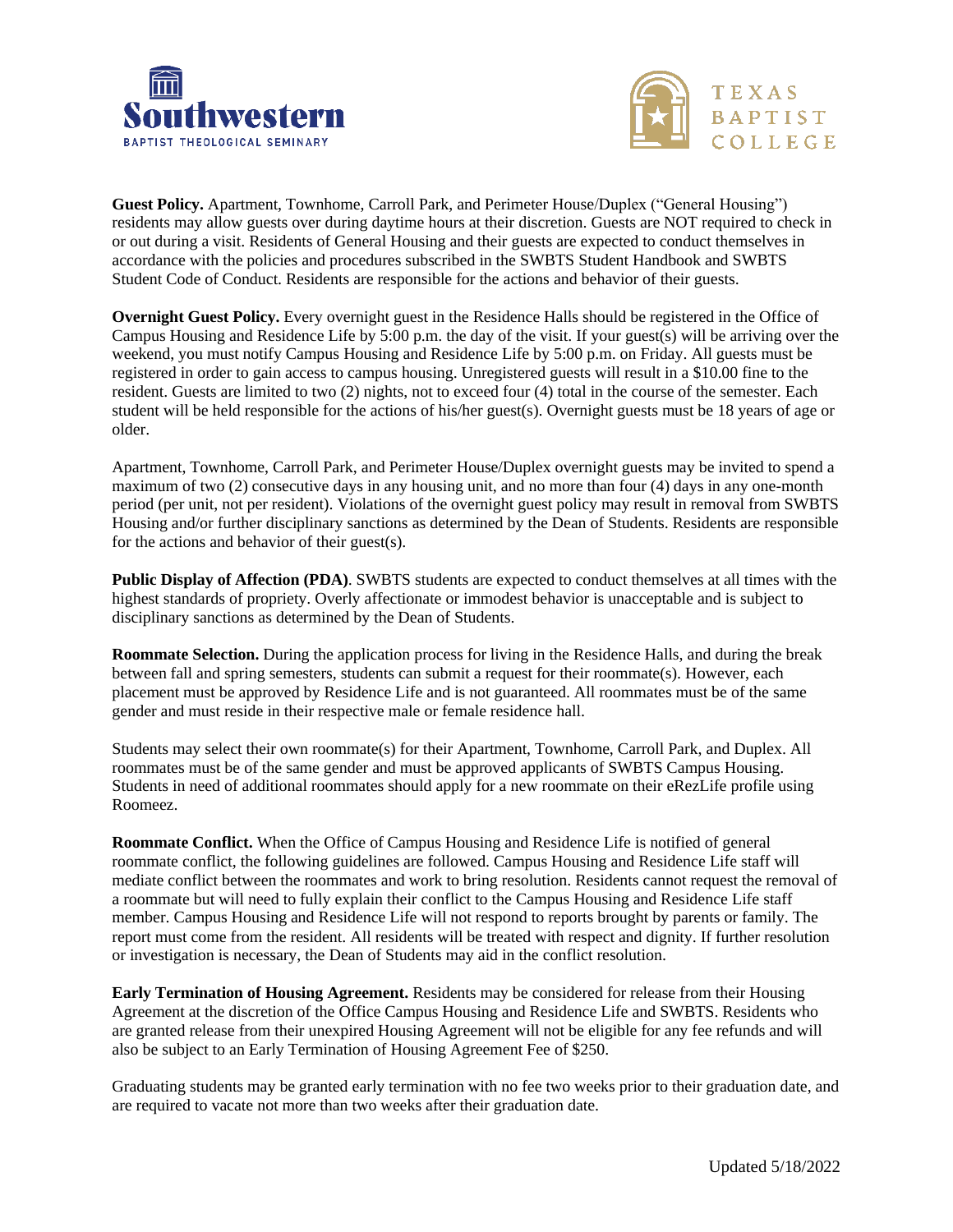**Guest Policy.** Apartment, Townhome, Carroll Park, and Perimeter House/Duplex ("General Housing") residents may allow guests over during daytime hours at their discretion. Guests are NOT required to check in or out during a visit. Residents of General Housing and their guests are expected to conduct themselves in accordance with the policies and procedures subscribed in the SWBTS Student Handbook and SWBTS Student Code of Conduct. Residents are responsible for the actions and behavior of their guests.

**Overnight Guest Policy.** Every overnight guest in the Residence Halls should be registered in the Office of Campus Housing and Residence Life by 5:00 p.m. the day of the visit. If your guest(s) will be arriving over the weekend, you must notify Campus Housing and Residence Life by 5:00 p.m. on Friday. All guests must be registered in order to gain access to campus housing. Unregistered guests will result in a $10.00 fine to the resident. Guests are limited to two (2) nights, not to exceed four (4) total in the course of the semester. Each student will be held responsible for the actions of his/her guest(s). Overnight guests must be 18 years of age or older.

Apartment, Townhome, Carroll Park, and Perimeter House/Duplex overnight guests may be invited to spend a maximum of two (2) consecutive days in any housing unit, and no more than four (4) days in any one-month period (per unit, not per resident). Violations of the overnight guest policy may result in removal from SWBTS Housing and/or further disciplinary sanctions as determined by the Dean of Students. Residents are responsible for the actions and behavior of their guest(s).

**Public Display of Affection (PDA)**. SWBTS students are expected to conduct themselves at all times with the highest standards of propriety. Overly affectionate or immodest behavior is unacceptable and is subject to disciplinary sanctions as determined by the Dean of Students.

**Roommate Selection.** During the application process for living in the Residence Halls, and during the break between fall and spring semesters, students can submit a request for their roommate(s). However, each placement must be approved by Residence Life and is not guaranteed. All roommates must be of the same gender and must reside in their respective male or female residence hall.

Students may select their own roommate(s) for their Apartment, Townhome, Carroll Park, and Duplex. All roommates must be of the same gender and must be approved applicants of SWBTS Campus Housing. Students in need of additional roommates should apply for a new roommate on their eRezLife profile using Roomeez.

**Roommate Conflict.** When the Office of Campus Housing and Residence Life is notified of general roommate conflict, the following guidelines are followed. Campus Housing and Residence Life staff will mediate conflict between the roommates and work to bring resolution. Residents cannot request the removal of a roommate but will need to fully explain their conflict to the Campus Housing and Residence Life staff member. Campus Housing and Residence Life will not respond to reports brought by parents or family. The report must come from the resident. All residents will be treated with respect and dignity. If further resolution or investigation is necessary, the Dean of Students may aid in the conflict resolution.

**Early Termination of Housing Agreement.** Residents may be considered for release from their Housing Agreement at the discretion of the Office Campus Housing and Residence Life and SWBTS. Residents who are granted release from their unexpired Housing Agreement will not be eligible for any fee refunds and will also be subject to an Early Termination of Housing Agreement Fee of $250.

Graduating students may be granted early termination with no fee two weeks prior to their graduation date, and are required to vacate not more than two weeks after their graduation date.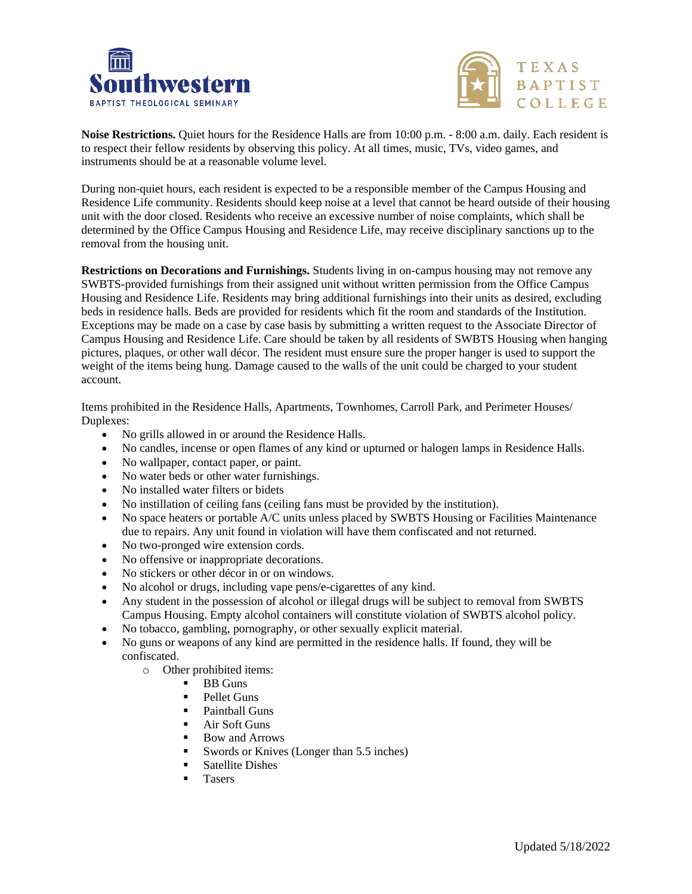**Noise Restrictions.** Quiet hours for the Residence Halls are from 10:00 p.m. - 8:00 a.m. daily. Each resident is to respect their fellow residents by observing this policy. At all times, music, TVs, video games, and instruments should be at a reasonable volume level.

During non-quiet hours, each resident is expected to be a responsible member of the Campus Housing and Residence Life community. Residents should keep noise at a level that cannot be heard outside of their housing unit with the door closed. Residents who receive an excessive number of noise complaints, which shall be determined by the Office Campus Housing and Residence Life, may receive disciplinary sanctions up to the removal from the housing unit.

**Restrictions on Decorations and Furnishings.** Students living in on-campus housing may not remove any SWBTS-provided furnishings from their assigned unit without written permission from the Office Campus Housing and Residence Life. Residents may bring additional furnishings into their units as desired, excluding beds in residence halls. Beds are provided for residents which fit the room and standards of the Institution. Exceptions may be made on a case by case basis by submitting a written request to the Associate Director of Campus Housing and Residence Life. Care should be taken by all residents of SWBTS Housing when hanging pictures, plaques, or other wall décor. The resident must ensure sure the proper hanger is used to support the weight of the items being hung. Damage caused to the walls of the unit could be charged to your student account.

Items prohibited in the Residence Halls, Apartments, Townhomes, Carroll Park, and Perimeter Houses/ Duplexes:

- No grills allowed in or around the Residence Halls.
- No candles, incense or open flames of any kind or upturned or halogen lamps in Residence Halls.
- No wallpaper, contact paper, or paint.
- No water beds or other water furnishings.
- No installed water filters or bidets
- No instillation of ceiling fans (ceiling fans must be provided by the institution).
- No space heaters or portable A/C units unless placed by SWBTS Housing or Facilities Maintenance due to repairs. Any unit found in violation will have them confiscated and not returned.
- No two-pronged wire extension cords.
- No offensive or inappropriate decorations.
- No stickers or other décor in or on windows.
- No alcohol or drugs, including vape pens/e-cigarettes of any kind.
- Any student in the possession of alcohol or illegal drugs will be subject to removal from SWBTS Campus Housing. Empty alcohol containers will constitute violation of SWBTS alcohol policy.
- No tobacco, gambling, pornography, or other sexually explicit material.
- No guns or weapons of any kind are permitted in the residence halls. If found, they will be confiscated.
  - Other prohibited items:
    - BB Guns
    - Pellet Guns
    - Paintball Guns
    - Air Soft Guns
    - Bow and Arrows
    - Swords or Knives (Longer than 5.5 inches)
    - Satellite Dishes
    - Tasers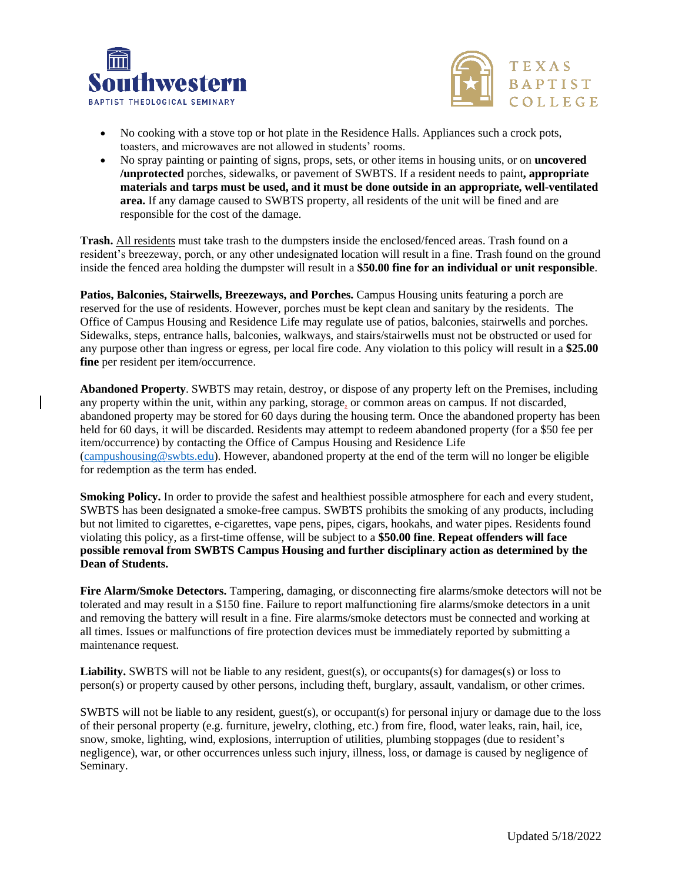- No cooking with a stove top or hot plate in the Residence Halls. Appliances such a crock pots, toasters, and microwaves are not allowed in students' rooms.
- No spray painting or painting of signs, props, sets, or other items in housing units, or on **uncovered /unprotected** porches, sidewalks, or pavement of SWBTS. If a resident needs to paint**, appropriate materials and tarps must be used, and it must be done outside in an appropriate, well-ventilated area.** If any damage caused to SWBTS property, all residents of the unit will be fined and are responsible for the cost of the damage.

**Trash.** All residents must take trash to the dumpsters inside the enclosed/fenced areas. Trash found on a resident's breezeway, porch, or any other undesignated location will result in a fine. Trash found on the ground inside the fenced area holding the dumpster will result in a **$50.00 fine for an individual or unit responsible**.

**Patios, Balconies, Stairwells, Breezeways, and Porches.** Campus Housing units featuring a porch are reserved for the use of residents. However, porches must be kept clean and sanitary by the residents. The Office of Campus Housing and Residence Life may regulate use of patios, balconies, stairwells and porches. Sidewalks, steps, entrance halls, balconies, walkways, and stairs/stairwells must not be obstructed or used for any purpose other than ingress or egress, per local fire code. Any violation to this policy will result in a **$25.00 fine** per resident per item/occurrence.

**Abandoned Property**. SWBTS may retain, destroy, or dispose of any property left on the Premises, including any property within the unit, within any parking, storage, or common areas on campus. If not discarded, abandoned property may be stored for 60 days during the housing term. Once the abandoned property has been held for 60 days, it will be discarded. Residents may attempt to redeem abandoned property (for a $50 fee per item/occurrence) by contacting the Office of Campus Housing and Residence Life (campushousing@swbts.edu). However, abandoned property at the end of the term will no longer be eligible for redemption as the term has ended.

**Smoking Policy.** In order to provide the safest and healthiest possible atmosphere for each and every student, SWBTS has been designated a smoke-free campus. SWBTS prohibits the smoking of any products, including but not limited to cigarettes, e-cigarettes, vape pens, pipes, cigars, hookahs, and water pipes. Residents found violating this policy, as a first-time offense, will be subject to a **$50.00 fine**. **Repeat offenders will face possible removal from SWBTS Campus Housing and further disciplinary action as determined by the Dean of Students.**

**Fire Alarm/Smoke Detectors.** Tampering, damaging, or disconnecting fire alarms/smoke detectors will not be tolerated and may result in a $150 fine. Failure to report malfunctioning fire alarms/smoke detectors in a unit and removing the battery will result in a fine. Fire alarms/smoke detectors must be connected and working at all times. Issues or malfunctions of fire protection devices must be immediately reported by submitting a maintenance request.

**Liability.** SWBTS will not be liable to any resident, guest(s), or occupants(s) for damages(s) or loss to person(s) or property caused by other persons, including theft, burglary, assault, vandalism, or other crimes.

SWBTS will not be liable to any resident, guest(s), or occupant(s) for personal injury or damage due to the loss of their personal property (e.g. furniture, jewelry, clothing, etc.) from fire, flood, water leaks, rain, hail, ice, snow, smoke, lighting, wind, explosions, interruption of utilities, plumbing stoppages (due to resident's negligence), war, or other occurrences unless such injury, illness, loss, or damage is caused by negligence of Seminary.

Updated 5/18/2022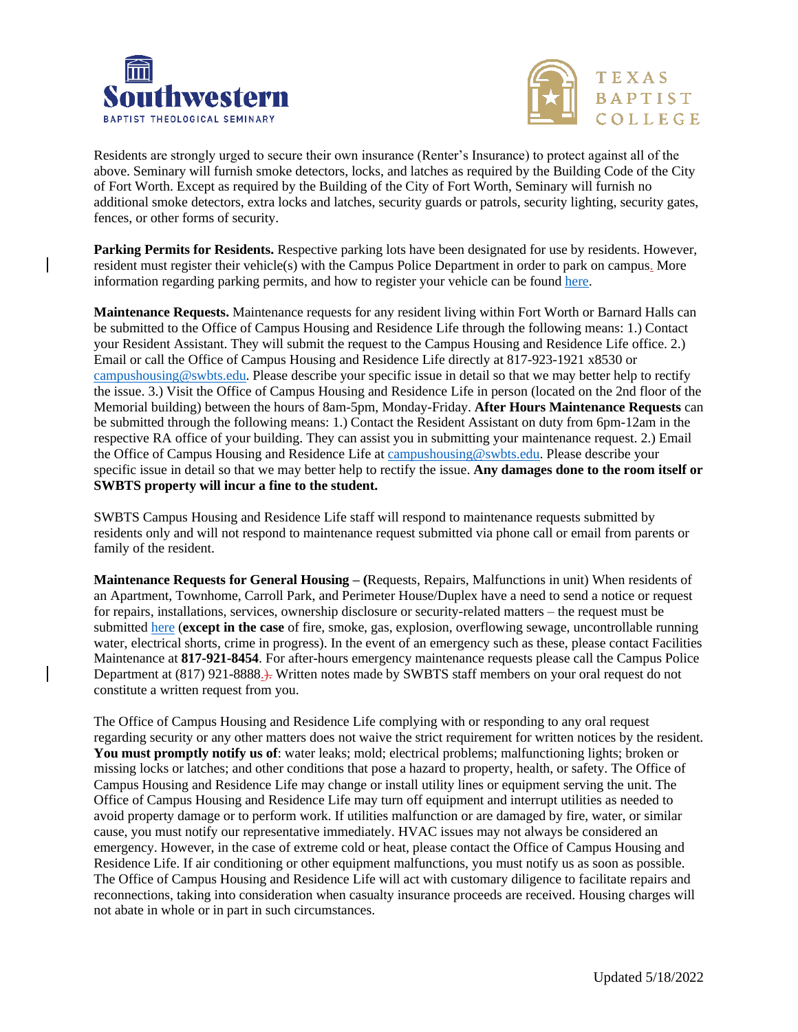Residents are strongly urged to secure their own insurance (Renter's Insurance) to protect against all of the above. Seminary will furnish smoke detectors, locks, and latches as required by the Building Code of the City of Fort Worth. Except as required by the Building of the City of Fort Worth, Seminary will furnish no additional smoke detectors, extra locks and latches, security guards or patrols, security lighting, security gates, fences, or other forms of security.

**Parking Permits for Residents.** Respective parking lots have been designated for use by residents. However, resident must register their vehicle(s) with the Campus Police Department in order to park on campus. More information regarding parking permits, and how to register your vehicle can be found here.

**Maintenance Requests.** Maintenance requests for any resident living within Fort Worth or Barnard Halls can be submitted to the Office of Campus Housing and Residence Life through the following means: 1.) Contact your Resident Assistant. They will submit the request to the Campus Housing and Residence Life office. 2.) Email or call the Office of Campus Housing and Residence Life directly at 817-923-1921 x8530 or campushousing@swbts.edu. Please describe your specific issue in detail so that we may better help to rectify the issue. 3.) Visit the Office of Campus Housing and Residence Life in person (located on the 2nd floor of the Memorial building) between the hours of 8am-5pm, Monday-Friday. **After Hours Maintenance Requests** can be submitted through the following means: 1.) Contact the Resident Assistant on duty from 6pm-12am in the respective RA office of your building. They can assist you in submitting your maintenance request. 2.) Email the Office of Campus Housing and Residence Life at campushousing@swbts.edu. Please describe your specific issue in detail so that we may better help to rectify the issue. **Any damages done to the room itself or SWBTS property will incur a fine to the student.**

SWBTS Campus Housing and Residence Life staff will respond to maintenance requests submitted by residents only and will not respond to maintenance request submitted via phone call or email from parents or family of the resident.

**Maintenance Requests for General Housing – (**Requests, Repairs, Malfunctions in unit) When residents of an Apartment, Townhome, Carroll Park, and Perimeter House/Duplex have a need to send a notice or request for repairs, installations, services, ownership disclosure or security-related matters – the request must be submitted here (**except in the case** of fire, smoke, gas, explosion, overflowing sewage, uncontrollable running water, electrical shorts, crime in progress). In the event of an emergency such as these, please contact Facilities Maintenance at **817-921-8454**. For after-hours emergency maintenance requests please call the Campus Police Department at (817) 921-8888.). Written notes made by SWBTS staff members on your oral request do not constitute a written request from you.

The Office of Campus Housing and Residence Life complying with or responding to any oral request regarding security or any other matters does not waive the strict requirement for written notices by the resident. **You must promptly notify us of**: water leaks; mold; electrical problems; malfunctioning lights; broken or missing locks or latches; and other conditions that pose a hazard to property, health, or safety. The Office of Campus Housing and Residence Life may change or install utility lines or equipment serving the unit. The Office of Campus Housing and Residence Life may turn off equipment and interrupt utilities as needed to avoid property damage or to perform work. If utilities malfunction or are damaged by fire, water, or similar cause, you must notify our representative immediately. HVAC issues may not always be considered an emergency. However, in the case of extreme cold or heat, please contact the Office of Campus Housing and Residence Life. If air conditioning or other equipment malfunctions, you must notify us as soon as possible. The Office of Campus Housing and Residence Life will act with customary diligence to facilitate repairs and reconnections, taking into consideration when casualty insurance proceeds are received. Housing charges will not abate in whole or in part in such circumstances.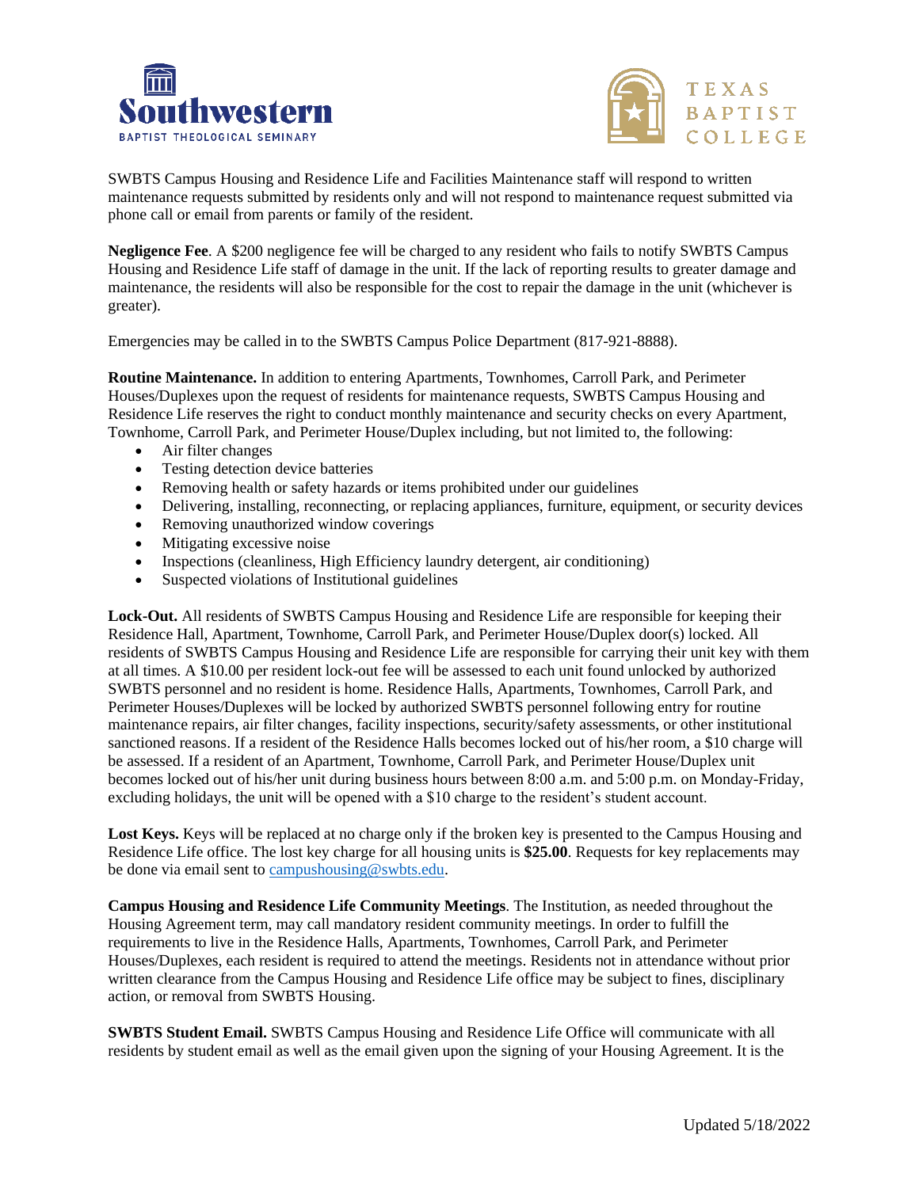SWBTS Campus Housing and Residence Life and Facilities Maintenance staff will respond to written maintenance requests submitted by residents only and will not respond to maintenance request submitted via phone call or email from parents or family of the resident.

**Negligence Fee**. A $200 negligence fee will be charged to any resident who fails to notify SWBTS Campus Housing and Residence Life staff of damage in the unit. If the lack of reporting results to greater damage and maintenance, the residents will also be responsible for the cost to repair the damage in the unit (whichever is greater).

Emergencies may be called in to the SWBTS Campus Police Department (817-921-8888).

**Routine Maintenance.** In addition to entering Apartments, Townhomes, Carroll Park, and Perimeter Houses/Duplexes upon the request of residents for maintenance requests, SWBTS Campus Housing and Residence Life reserves the right to conduct monthly maintenance and security checks on every Apartment, Townhome, Carroll Park, and Perimeter House/Duplex including, but not limited to, the following:

- Air filter changes
- Testing detection device batteries
- Removing health or safety hazards or items prohibited under our guidelines
- Delivering, installing, reconnecting, or replacing appliances, furniture, equipment, or security devices
- Removing unauthorized window coverings
- Mitigating excessive noise
- Inspections (cleanliness, High Efficiency laundry detergent, air conditioning)
- Suspected violations of Institutional guidelines

**Lock-Out.** All residents of SWBTS Campus Housing and Residence Life are responsible for keeping their Residence Hall, Apartment, Townhome, Carroll Park, and Perimeter House/Duplex door(s) locked. All residents of SWBTS Campus Housing and Residence Life are responsible for carrying their unit key with them at all times. A $10.00 per resident lock-out fee will be assessed to each unit found unlocked by authorized SWBTS personnel and no resident is home. Residence Halls, Apartments, Townhomes, Carroll Park, and Perimeter Houses/Duplexes will be locked by authorized SWBTS personnel following entry for routine maintenance repairs, air filter changes, facility inspections, security/safety assessments, or other institutional sanctioned reasons. If a resident of the Residence Halls becomes locked out of his/her room, a $10 charge will be assessed. If a resident of an Apartment, Townhome, Carroll Park, and Perimeter House/Duplex unit becomes locked out of his/her unit during business hours between 8:00 a.m. and 5:00 p.m. on Monday-Friday, excluding holidays, the unit will be opened with a $10 charge to the resident's student account.

**Lost Keys.** Keys will be replaced at no charge only if the broken key is presented to the Campus Housing and Residence Life office. The lost key charge for all housing units is **$25.00**. Requests for key replacements may be done via email sent to campushousing@swbts.edu.

**Campus Housing and Residence Life Community Meetings**. The Institution, as needed throughout the Housing Agreement term, may call mandatory resident community meetings. In order to fulfill the requirements to live in the Residence Halls, Apartments, Townhomes, Carroll Park, and Perimeter Houses/Duplexes, each resident is required to attend the meetings. Residents not in attendance without prior written clearance from the Campus Housing and Residence Life office may be subject to fines, disciplinary action, or removal from SWBTS Housing.

**SWBTS Student Email.** SWBTS Campus Housing and Residence Life Office will communicate with all residents by student email as well as the email given upon the signing of your Housing Agreement. It is the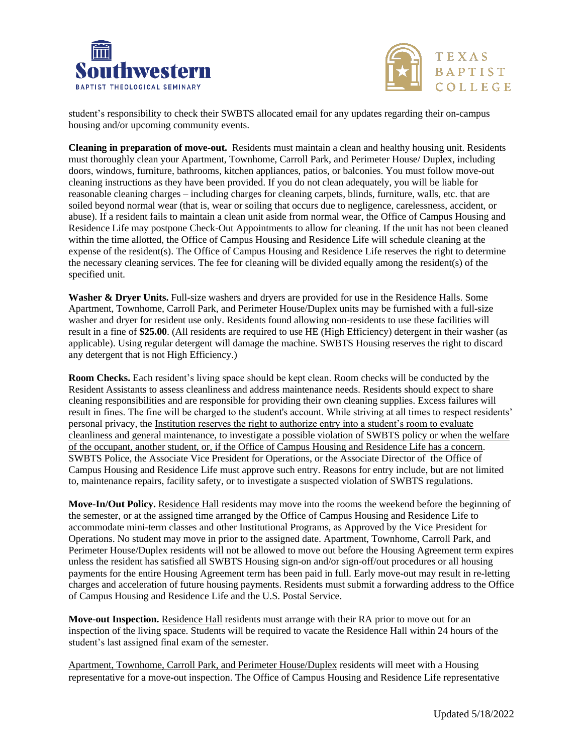student's responsibility to check their SWBTS allocated email for any updates regarding their on-campus housing and/or upcoming community events.

**Cleaning in preparation of move-out.** Residents must maintain a clean and healthy housing unit. Residents must thoroughly clean your Apartment, Townhome, Carroll Park, and Perimeter House/ Duplex, including doors, windows, furniture, bathrooms, kitchen appliances, patios, or balconies. You must follow move-out cleaning instructions as they have been provided. If you do not clean adequately, you will be liable for reasonable cleaning charges – including charges for cleaning carpets, blinds, furniture, walls, etc. that are soiled beyond normal wear (that is, wear or soiling that occurs due to negligence, carelessness, accident, or abuse). If a resident fails to maintain a clean unit aside from normal wear, the Office of Campus Housing and Residence Life may postpone Check-Out Appointments to allow for cleaning. If the unit has not been cleaned within the time allotted, the Office of Campus Housing and Residence Life will schedule cleaning at the expense of the resident(s). The Office of Campus Housing and Residence Life reserves the right to determine the necessary cleaning services. The fee for cleaning will be divided equally among the resident(s) of the specified unit.

**Washer & Dryer Units.** Full-size washers and dryers are provided for use in the Residence Halls. Some Apartment, Townhome, Carroll Park, and Perimeter House/Duplex units may be furnished with a full-size washer and dryer for resident use only. Residents found allowing non-residents to use these facilities will result in a fine of **$25.00**. (All residents are required to use HE (High Efficiency) detergent in their washer (as applicable). Using regular detergent will damage the machine. SWBTS Housing reserves the right to discard any detergent that is not High Efficiency.)

**Room Checks.** Each resident's living space should be kept clean. Room checks will be conducted by the Resident Assistants to assess cleanliness and address maintenance needs. Residents should expect to share cleaning responsibilities and are responsible for providing their own cleaning supplies. Excess failures will result in fines. The fine will be charged to the student's account. While striving at all times to respect residents' personal privacy, the Institution reserves the right to authorize entry into a student's room to evaluate cleanliness and general maintenance, to investigate a possible violation of SWBTS policy or when the welfare of the occupant, another student, or, if the Office of Campus Housing and Residence Life has a concern. SWBTS Police, the Associate Vice President for Operations, or the Associate Director of the Office of Campus Housing and Residence Life must approve such entry. Reasons for entry include, but are not limited to, maintenance repairs, facility safety, or to investigate a suspected violation of SWBTS regulations.

**Move-In/Out Policy.** Residence Hall residents may move into the rooms the weekend before the beginning of the semester, or at the assigned time arranged by the Office of Campus Housing and Residence Life to accommodate mini-term classes and other Institutional Programs, as Approved by the Vice President for Operations. No student may move in prior to the assigned date. Apartment, Townhome, Carroll Park, and Perimeter House/Duplex residents will not be allowed to move out before the Housing Agreement term expires unless the resident has satisfied all SWBTS Housing sign-on and/or sign-off/out procedures or all housing payments for the entire Housing Agreement term has been paid in full. Early move-out may result in re-letting charges and acceleration of future housing payments. Residents must submit a forwarding address to the Office of Campus Housing and Residence Life and the U.S. Postal Service.

**Move-out Inspection.** Residence Hall residents must arrange with their RA prior to move out for an inspection of the living space. Students will be required to vacate the Residence Hall within 24 hours of the student's last assigned final exam of the semester.

Apartment, Townhome, Carroll Park, and Perimeter House/Duplex residents will meet with a Housing representative for a move-out inspection. The Office of Campus Housing and Residence Life representative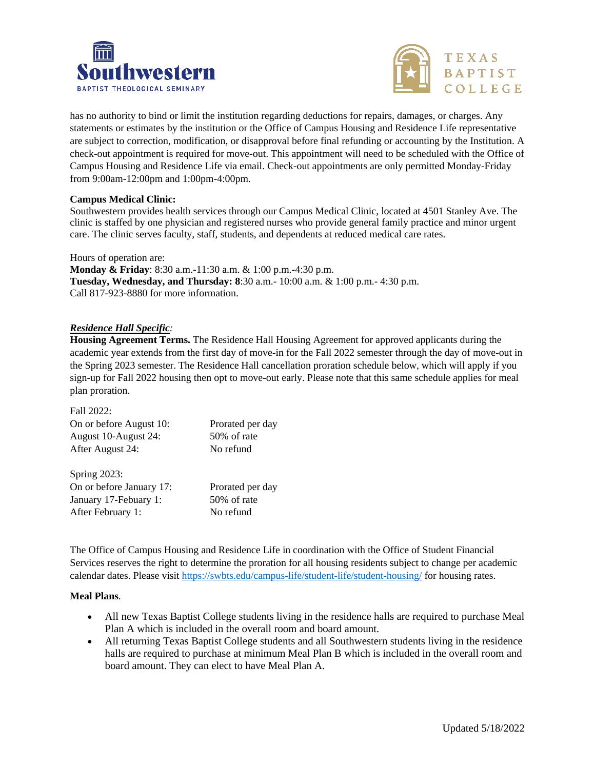has no authority to bind or limit the institution regarding deductions for repairs, damages, or charges. Any statements or estimates by the institution or the Office of Campus Housing and Residence Life representative are subject to correction, modification, or disapproval before final refunding or accounting by the Institution. A check-out appointment is required for move-out. This appointment will need to be scheduled with the Office of Campus Housing and Residence Life via email. Check-out appointments are only permitted Monday-Friday from 9:00am-12:00pm and 1:00pm-4:00pm.

**Campus Medical Clinic:**
Southwestern provides health services through our Campus Medical Clinic, located at 4501 Stanley Ave. The clinic is staffed by one physician and registered nurses who provide general family practice and minor urgent care. The clinic serves faculty, staff, students, and dependents at reduced medical care rates.

Hours of operation are:
**Monday & Friday**: 8:30 a.m.-11:30 a.m. & 1:00 p.m.-4:30 p.m.
**Tuesday, Wednesday, and Thursday: 8**:30 a.m.- 10:00 a.m. & 1:00 p.m.- 4:30 p.m.
Call 817-923-8880 for more information.

***Residence Hall Specific**:*
**Housing Agreement Terms.** The Residence Hall Housing Agreement for approved applicants during the academic year extends from the first day of move-in for the Fall 2022 semester through the day of move-out in the Spring 2023 semester. The Residence Hall cancellation proration schedule below, which will apply if you sign-up for Fall 2022 housing then opt to move-out early. Please note that this same schedule applies for meal plan proration.

Fall 2022:
| | |
|---|---|
| On or before August 10: | Prorated per day |
| August 10-August 24: | 50% of rate |
| After August 24: | No refund |

Spring 2023:
| | |
|---|---|
| On or before January 17: | Prorated per day |
| January 17-Febuary 1: | 50% of rate |
| After February 1: | No refund |

The Office of Campus Housing and Residence Life in coordination with the Office of Student Financial Services reserves the right to determine the proration for all housing residents subject to change per academic calendar dates. Please visit https://swbts.edu/campus-life/student-life/student-housing/ for housing rates.

**Meal Plans**.

- All new Texas Baptist College students living in the residence halls are required to purchase Meal Plan A which is included in the overall room and board amount.
- All returning Texas Baptist College students and all Southwestern students living in the residence halls are required to purchase at minimum Meal Plan B which is included in the overall room and board amount. They can elect to have Meal Plan A.

Updated 5/18/2022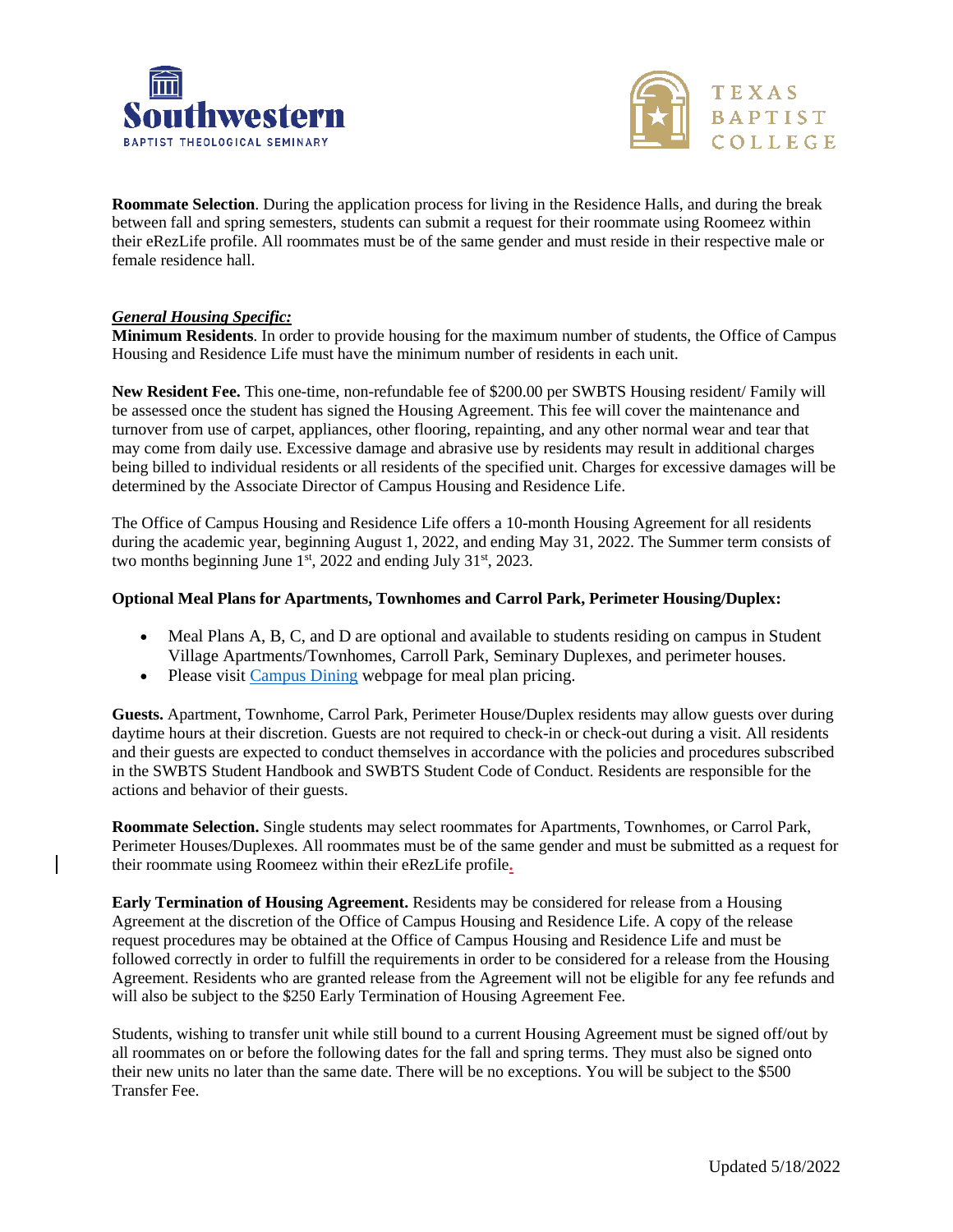**Roommate Selection**. During the application process for living in the Residence Halls, and during the break between fall and spring semesters, students can submit a request for their roommate using Roomeez within their eRezLife profile. All roommates must be of the same gender and must reside in their respective male or female residence hall.

***General Housing Specific:***

**Minimum Residents**. In order to provide housing for the maximum number of students, the Office of Campus Housing and Residence Life must have the minimum number of residents in each unit.

**New Resident Fee.** This one-time, non-refundable fee of $200.00 per SWBTS Housing resident/ Family will be assessed once the student has signed the Housing Agreement. This fee will cover the maintenance and turnover from use of carpet, appliances, other flooring, repainting, and any other normal wear and tear that may come from daily use. Excessive damage and abrasive use by residents may result in additional charges being billed to individual residents or all residents of the specified unit. Charges for excessive damages will be determined by the Associate Director of Campus Housing and Residence Life.

The Office of Campus Housing and Residence Life offers a 10-month Housing Agreement for all residents during the academic year, beginning August 1, 2022, and ending May 31, 2022. The Summer term consists of two months beginning June 1st, 2022 and ending July 31st, 2023.

**Optional Meal Plans for Apartments, Townhomes and Carrol Park, Perimeter Housing/Duplex:**

- Meal Plans A, B, C, and D are optional and available to students residing on campus in Student Village Apartments/Townhomes, Carroll Park, Seminary Duplexes, and perimeter houses.
- Please visit Campus Dining webpage for meal plan pricing.

**Guests.** Apartment, Townhome, Carrol Park, Perimeter House/Duplex residents may allow guests over during daytime hours at their discretion. Guests are not required to check-in or check-out during a visit. All residents and their guests are expected to conduct themselves in accordance with the policies and procedures subscribed in the SWBTS Student Handbook and SWBTS Student Code of Conduct. Residents are responsible for the actions and behavior of their guests.

**Roommate Selection.** Single students may select roommates for Apartments, Townhomes, or Carrol Park, Perimeter Houses/Duplexes. All roommates must be of the same gender and must be submitted as a request for their roommate using Roomeez within their eRezLife profile.

**Early Termination of Housing Agreement.** Residents may be considered for release from a Housing Agreement at the discretion of the Office of Campus Housing and Residence Life. A copy of the release request procedures may be obtained at the Office of Campus Housing and Residence Life and must be followed correctly in order to fulfill the requirements in order to be considered for a release from the Housing Agreement. Residents who are granted release from the Agreement will not be eligible for any fee refunds and will also be subject to the $250 Early Termination of Housing Agreement Fee.

Students, wishing to transfer unit while still bound to a current Housing Agreement must be signed off/out by all roommates on or before the following dates for the fall and spring terms. They must also be signed onto their new units no later than the same date. There will be no exceptions. You will be subject to the $500 Transfer Fee.

Updated 5/18/2022